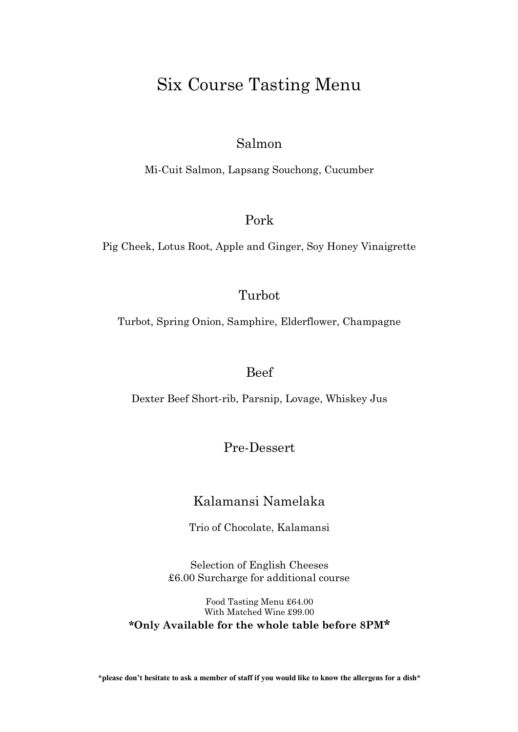# Six Course Tasting Menu

## Salmon

Mi-Cuit Salmon, Lapsang Souchong, Cucumber

## Pork

Pig Cheek, Lotus Root, Apple and Ginger, Soy Honey Vinaigrette

## Turbot

Turbot, Spring Onion, Samphire, Elderflower, Champagne

## Beef

Dexter Beef Short-rib, Parsnip, Lovage, Whiskey Jus

## Pre-Dessert

## Kalamansi Namelaka

Trio of Chocolate, Kalamansi

Selection of English Cheeses
£6.00 Surcharge for additional course

Food Tasting Menu £64.00
With Matched Wine £99.00
**\*Only Available for the whole table before 8PM\***

**\*please don't hesitate to ask a member of staff if you would like to know the allergens for a dish\***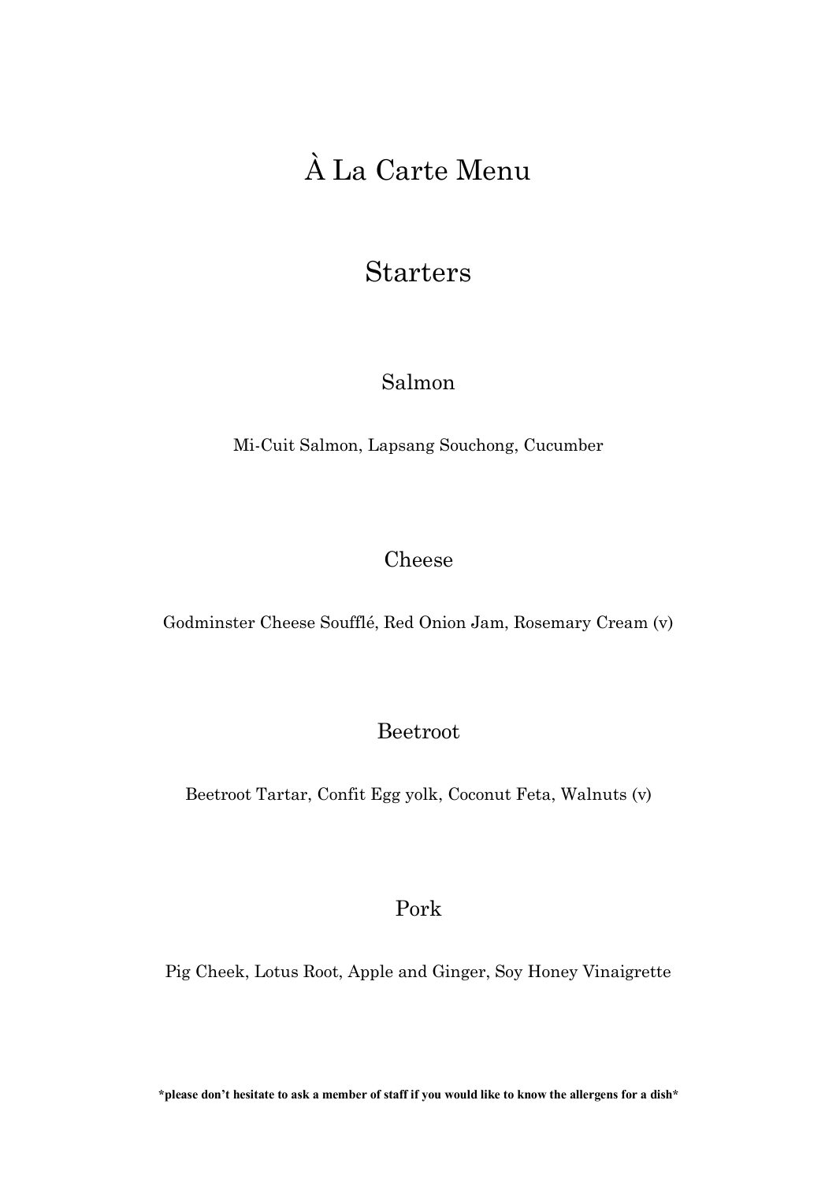# À La Carte Menu

## Starters

### Salmon

Mi-Cuit Salmon, Lapsang Souchong, Cucumber

### Cheese

Godminster Cheese Soufflé, Red Onion Jam, Rosemary Cream (v)

### Beetroot

Beetroot Tartar, Confit Egg yolk, Coconut Feta, Walnuts (v)

### Pork

Pig Cheek, Lotus Root, Apple and Ginger, Soy Honey Vinaigrette

**\*please don't hesitate to ask a member of staff if you would like to know the allergens for a dish\***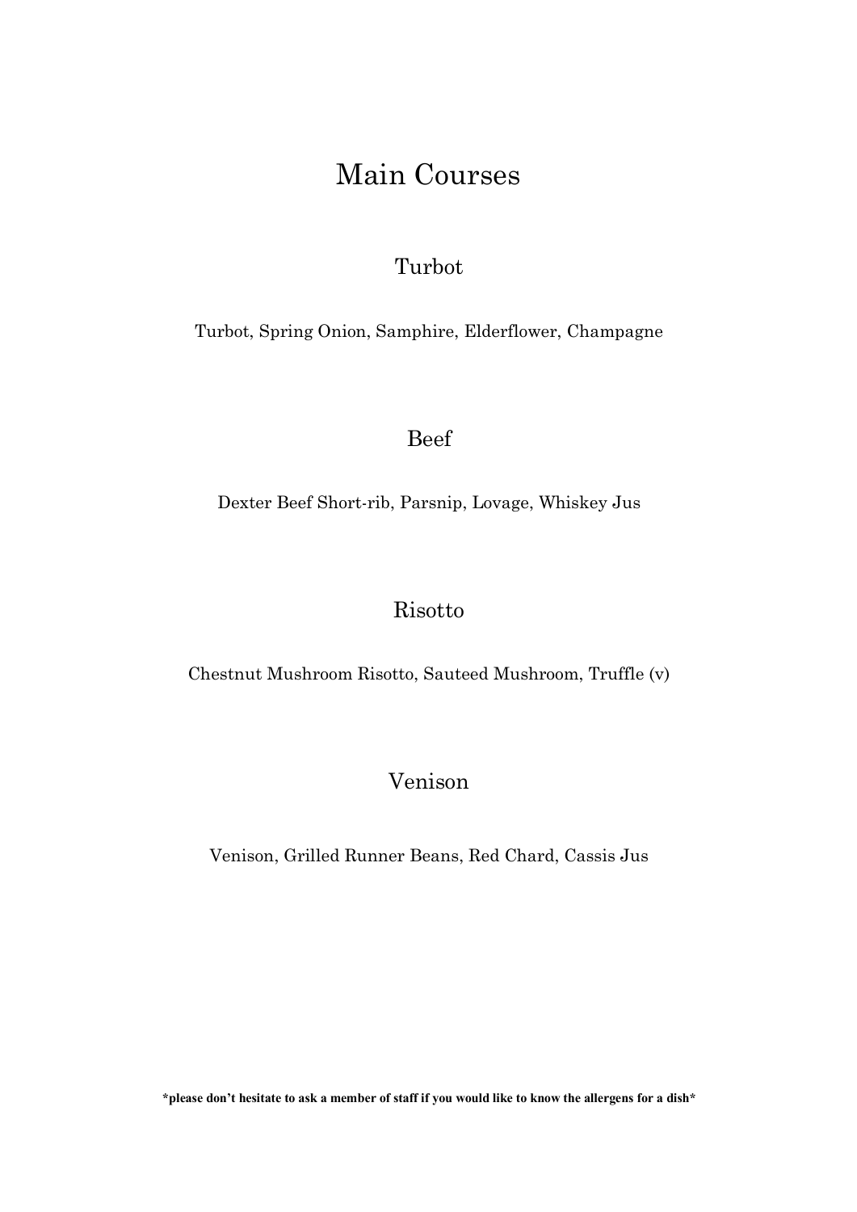# Main Courses

## Turbot

Turbot, Spring Onion, Samphire, Elderflower, Champagne

## Beef

Dexter Beef Short-rib, Parsnip, Lovage, Whiskey Jus

## Risotto

Chestnut Mushroom Risotto, Sauteed Mushroom, Truffle (v)

## Venison

Venison, Grilled Runner Beans, Red Chard, Cassis Jus

**\*please don't hesitate to ask a member of staff if you would like to know the allergens for a dish\***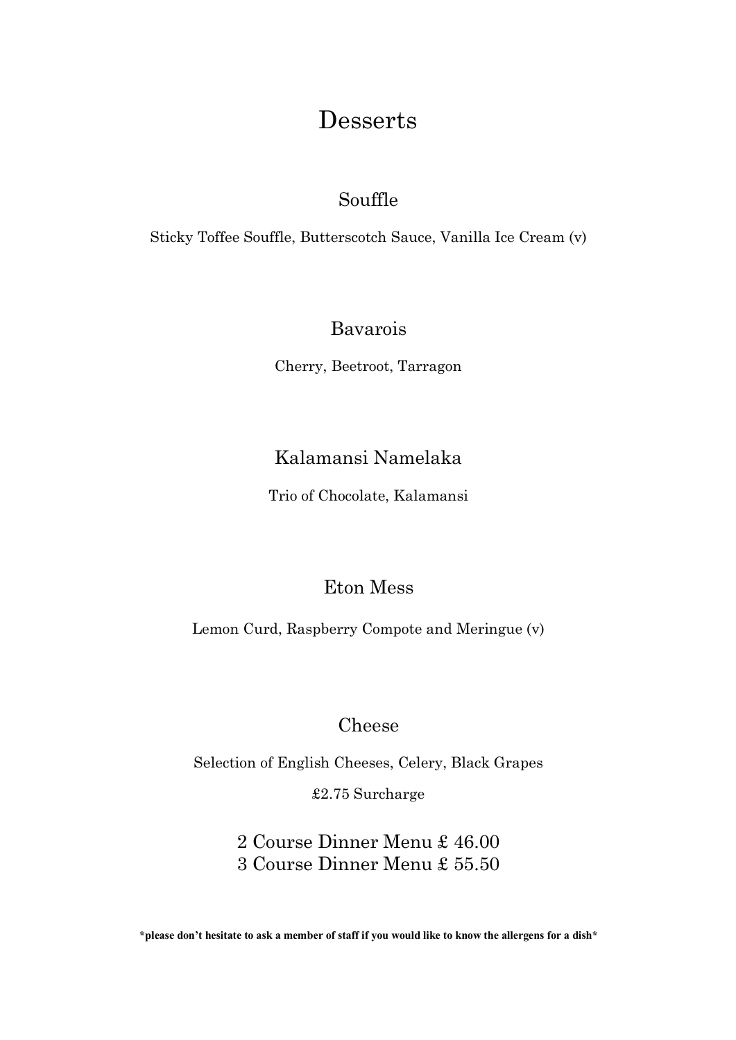# Desserts

## Souffle

Sticky Toffee Souffle, Butterscotch Sauce, Vanilla Ice Cream (v)

## Bavarois

Cherry, Beetroot, Tarragon

## Kalamansi Namelaka

Trio of Chocolate, Kalamansi

## Eton Mess

Lemon Curd, Raspberry Compote and Meringue (v)

## Cheese

Selection of English Cheeses, Celery, Black Grapes

£2.75 Surcharge

2 Course Dinner Menu £ 46.00
3 Course Dinner Menu £ 55.50

**\*please don't hesitate to ask a member of staff if you would like to know the allergens for a dish\***